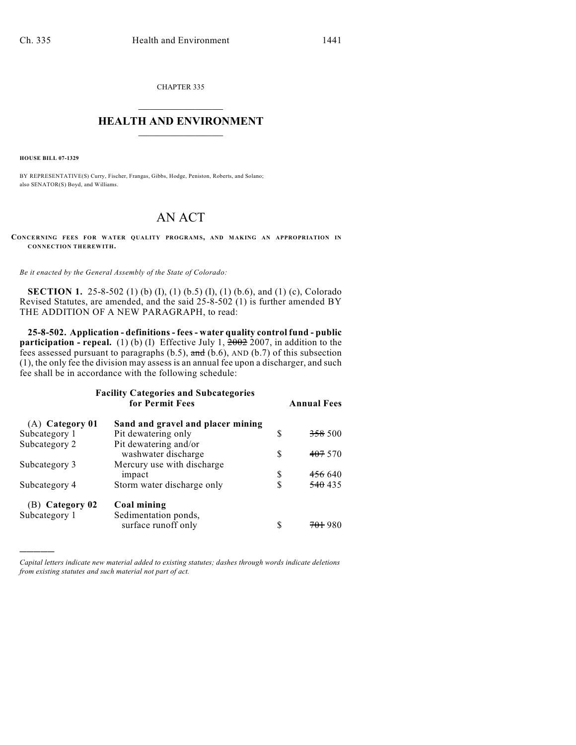CHAPTER 335

# HEALTH AND ENVIRONMENT

**HOUSE BILL 07-1329**

BY REPRESENTATIVE(S) Curry, Fischer, Frangas, Gibbs, Hodge, Peniston, Roberts, and Solano; also SENATOR(S) Boyd, and Williams.

# AN ACT

**CONCERNING FEES FOR WATER QUALITY PROGRAMS, AND MAKING AN APPROPRIATION IN CONNECTION THEREWITH.**

*Be it enacted by the General Assembly of the State of Colorado:*

**SECTION 1.** 25-8-502 (1) (b) (I), (1) (b.5) (I), (1) (b.6), and (1) (c), Colorado Revised Statutes, are amended, and the said 25-8-502 (1) is further amended BY THE ADDITION OF A NEW PARAGRAPH, to read:

**25-8-502. Application - definitions - fees - water quality control fund - public participation - repeal.** (1) (b) (I) Effective July 1, ~~2002~~ 2007, in addition to the fees assessed pursuant to paragraphs (b.5), ~~and~~ (b.6), AND (b.7) of this subsection (1), the only fee the division may assess is an annual fee upon a discharger, and such fee shall be in accordance with the following schedule:

| | **Facility Categories and Subcategories for Permit Fees** | **Annual Fees** |
|---|---|---|
| (A) **Category 01** | **Sand and gravel and placer mining** | |
| Subcategory 1 | Pit dewatering only | $ ~~358~~ 500 |
| Subcategory 2 | Pit dewatering and/or washwater discharge | $ ~~407~~ 570 |
| Subcategory 3 | Mercury use with discharge impact | $ ~~456~~ 640 |
| Subcategory 4 | Storm water discharge only | $ ~~540~~ 435 |
| (B) **Category 02** | **Coal mining** | |
| Subcategory 1 | Sedimentation ponds, surface runoff only | $ ~~701~~ 980 |

*Capital letters indicate new material added to existing statutes; dashes through words indicate deletions from existing statutes and such material not part of act.*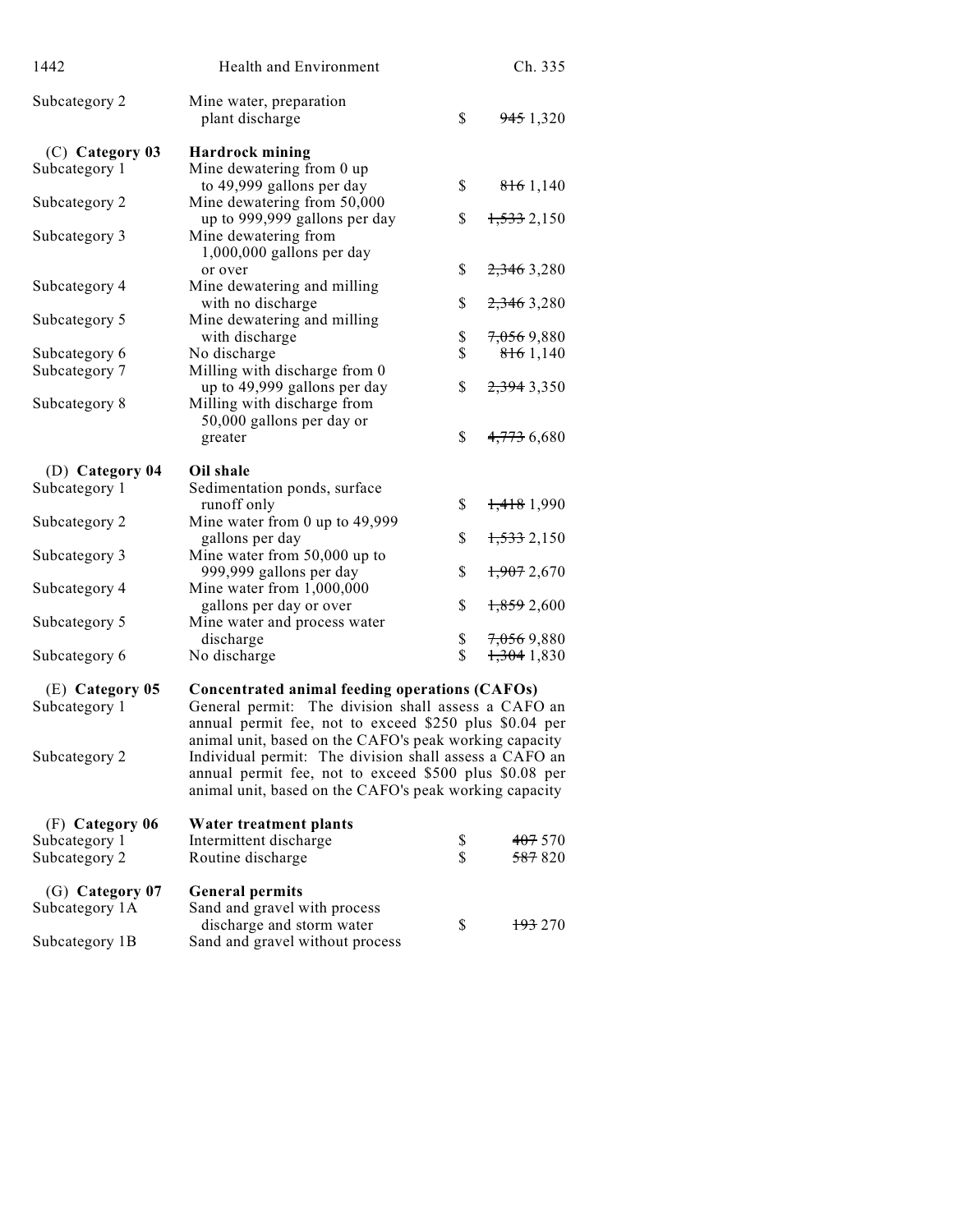| | | | |
|---|---|---|---|
| Subcategory 2 | Mine water, preparation plant discharge | $ | ~~945~~ 1,320 |
| **(C) Category 03** | **Hardrock mining** | | |
| Subcategory 1 | Mine dewatering from 0 up to 49,999 gallons per day | $ | ~~816~~ 1,140 |
| Subcategory 2 | Mine dewatering from 50,000 up to 999,999 gallons per day | $ | ~~1,533~~ 2,150 |
| Subcategory 3 | Mine dewatering from 1,000,000 gallons per day or over | $ | ~~2,346~~ 3,280 |
| Subcategory 4 | Mine dewatering and milling with no discharge | $ | ~~2,346~~ 3,280 |
| Subcategory 5 | Mine dewatering and milling with discharge | $ | ~~7,056~~ 9,880 |
| Subcategory 6 | No discharge | $ | ~~816~~ 1,140 |
| Subcategory 7 | Milling with discharge from 0 up to 49,999 gallons per day | $ | ~~2,394~~ 3,350 |
| Subcategory 8 | Milling with discharge from 50,000 gallons per day or greater | $ | ~~4,773~~ 6,680 |
| **(D) Category 04** | **Oil shale** | | |
| Subcategory 1 | Sedimentation ponds, surface runoff only | $ | ~~1,418~~ 1,990 |
| Subcategory 2 | Mine water from 0 up to 49,999 gallons per day | $ | ~~1,533~~ 2,150 |
| Subcategory 3 | Mine water from 50,000 up to 999,999 gallons per day | $ | ~~1,907~~ 2,670 |
| Subcategory 4 | Mine water from 1,000,000 gallons per day or over | $ | ~~1,859~~ 2,600 |
| Subcategory 5 | Mine water and process water discharge | $ | ~~7,056~~ 9,880 |
| Subcategory 6 | No discharge | $ | ~~1,304~~ 1,830 |
| **(E) Category 05** | **Concentrated animal feeding operations (CAFOs)** | | |
| Subcategory 1 | General permit: The division shall assess a CAFO an annual permit fee, not to exceed $250 plus $0.04 per animal unit, based on the CAFO's peak working capacity | | |
| Subcategory 2 | Individual permit: The division shall assess a CAFO an annual permit fee, not to exceed $500 plus $0.08 per animal unit, based on the CAFO's peak working capacity | | |
| **(F) Category 06** | **Water treatment plants** | | |
| Subcategory 1 | Intermittent discharge | $ | ~~407~~ 570 |
| Subcategory 2 | Routine discharge | $ | ~~587~~ 820 |
| **(G) Category 07** | **General permits** | | |
| Subcategory 1A | Sand and gravel with process discharge and storm water | $ | ~~193~~ 270 |
| Subcategory 1B | Sand and gravel without process | | |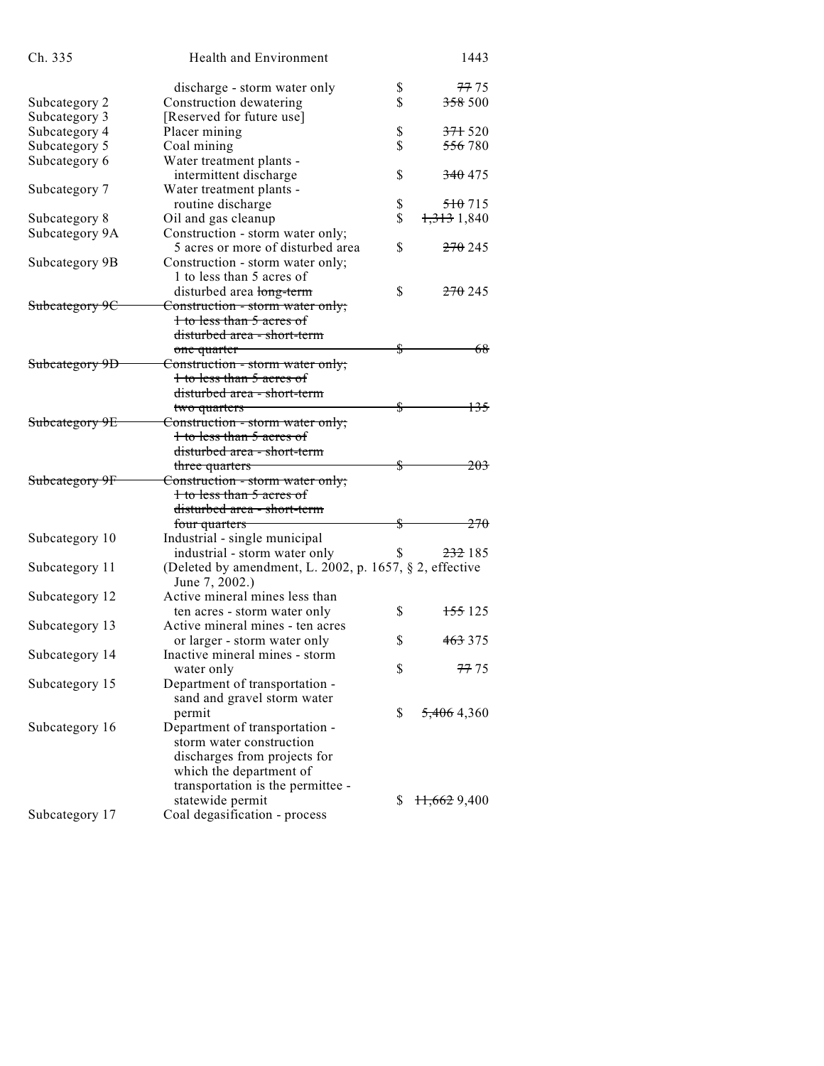| | | | |
|---|---|---|---|
| | discharge - storm water only | $ | ~~77~~ 75 |
| Subcategory 2 | Construction dewatering | $ | ~~358~~ 500 |
| Subcategory 3 | [Reserved for future use] | | |
| Subcategory 4 | Placer mining | $ | ~~371~~ 520 |
| Subcategory 5 | Coal mining | $ | ~~556~~ 780 |
| Subcategory 6 | Water treatment plants - intermittent discharge | $ | ~~340~~ 475 |
| Subcategory 7 | Water treatment plants - routine discharge | $ | ~~510~~ 715 |
| Subcategory 8 | Oil and gas cleanup | $ | ~~1,313~~ 1,840 |
| Subcategory 9A | Construction - storm water only; 5 acres or more of disturbed area | $ | ~~270~~ 245 |
| Subcategory 9B | Construction - storm water only; 1 to less than 5 acres of disturbed area ~~long-term~~ | $ | ~~270~~ 245 |
| ~~Subcategory 9C~~ | ~~Construction - storm water only; 1 to less than 5 acres of disturbed area - short-term one quarter~~ | ~~$~~ | ~~68~~ |
| ~~Subcategory 9D~~ | ~~Construction - storm water only; 1 to less than 5 acres of disturbed area - short-term two quarters~~ | ~~$~~ | ~~135~~ |
| ~~Subcategory 9E~~ | ~~Construction - storm water only; 1 to less than 5 acres of disturbed area - short-term three quarters~~ | ~~$~~ | ~~203~~ |
| ~~Subcategory 9F~~ | ~~Construction - storm water only; 1 to less than 5 acres of disturbed area - short-term four quarters~~ | ~~$~~ | ~~270~~ |
| Subcategory 10 | Industrial - single municipal industrial - storm water only | $ | ~~232~~ 185 |
| Subcategory 11 | (Deleted by amendment, L. 2002, p. 1657, § 2, effective June 7, 2002.) | | |
| Subcategory 12 | Active mineral mines less than ten acres - storm water only | $ | ~~155~~ 125 |
| Subcategory 13 | Active mineral mines - ten acres or larger - storm water only | $ | ~~463~~ 375 |
| Subcategory 14 | Inactive mineral mines - storm water only | $ | ~~77~~ 75 |
| Subcategory 15 | Department of transportation - sand and gravel storm water permit | $ | ~~5,406~~ 4,360 |
| Subcategory 16 | Department of transportation - storm water construction discharges from projects for which the department of transportation is the permittee - statewide permit | $ | ~~11,662~~ 9,400 |
| Subcategory 17 | Coal degasification - process | | |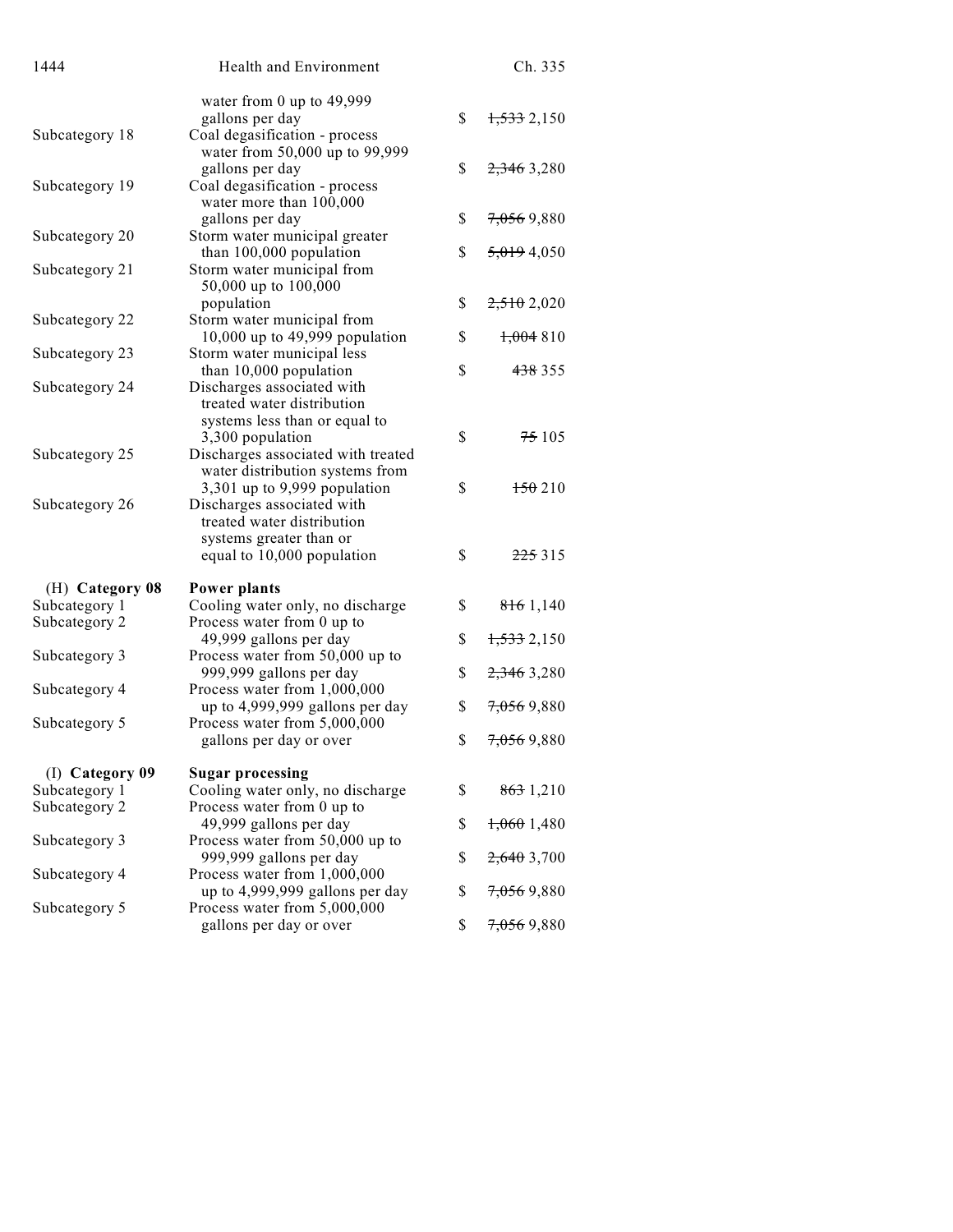| | | | |
|---|---|---|---|
| | water from 0 up to 49,999 gallons per day | $ | ~~1,533~~ 2,150 |
| Subcategory 18 | Coal degasification - process water from 50,000 up to 99,999 gallons per day | $ | ~~2,346~~ 3,280 |
| Subcategory 19 | Coal degasification - process water more than 100,000 gallons per day | $ | ~~7,056~~ 9,880 |
| Subcategory 20 | Storm water municipal greater than 100,000 population | $ | ~~5,019~~ 4,050 |
| Subcategory 21 | Storm water municipal from 50,000 up to 100,000 population | $ | ~~2,510~~ 2,020 |
| Subcategory 22 | Storm water municipal from 10,000 up to 49,999 population | $ | ~~1,004~~ 810 |
| Subcategory 23 | Storm water municipal less than 10,000 population | $ | ~~438~~ 355 |
| Subcategory 24 | Discharges associated with treated water distribution systems less than or equal to 3,300 population | $ | ~~75~~ 105 |
| Subcategory 25 | Discharges associated with treated water distribution systems from 3,301 up to 9,999 population | $ | ~~150~~ 210 |
| Subcategory 26 | Discharges associated with treated water distribution systems greater than or equal to 10,000 population | $ | ~~225~~ 315 |
| (H) **Category 08** | **Power plants** | | |
| Subcategory 1 | Cooling water only, no discharge | $ | ~~816~~ 1,140 |
| Subcategory 2 | Process water from 0 up to 49,999 gallons per day | $ | ~~1,533~~ 2,150 |
| Subcategory 3 | Process water from 50,000 up to 999,999 gallons per day | $ | ~~2,346~~ 3,280 |
| Subcategory 4 | Process water from 1,000,000 up to 4,999,999 gallons per day | $ | ~~7,056~~ 9,880 |
| Subcategory 5 | Process water from 5,000,000 gallons per day or over | $ | ~~7,056~~ 9,880 |
| (I) **Category 09** | **Sugar processing** | | |
| Subcategory 1 | Cooling water only, no discharge | $ | ~~863~~ 1,210 |
| Subcategory 2 | Process water from 0 up to 49,999 gallons per day | $ | ~~1,060~~ 1,480 |
| Subcategory 3 | Process water from 50,000 up to 999,999 gallons per day | $ | ~~2,640~~ 3,700 |
| Subcategory 4 | Process water from 1,000,000 up to 4,999,999 gallons per day | $ | ~~7,056~~ 9,880 |
| Subcategory 5 | Process water from 5,000,000 gallons per day or over | $ | ~~7,056~~ 9,880 |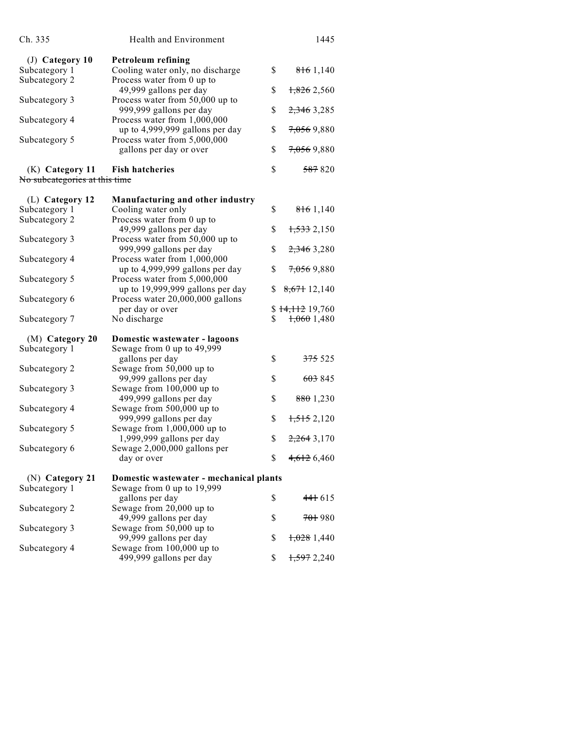| | | | |
|---|---|---|---|
| (J) **Category 10** | **Petroleum refining** | | |
| Subcategory 1 | Cooling water only, no discharge | $ | ~~816~~ 1,140 |
| Subcategory 2 | Process water from 0 up to 49,999 gallons per day | $ | ~~1,826~~ 2,560 |
| Subcategory 3 | Process water from 50,000 up to 999,999 gallons per day | $ | ~~2,346~~ 3,285 |
| Subcategory 4 | Process water from 1,000,000 up to 4,999,999 gallons per day | $ | ~~7,056~~ 9,880 |
| Subcategory 5 | Process water from 5,000,000 gallons per day or over | $ | ~~7,056~~ 9,880 |
| (K) **Category 11** | **Fish hatcheries** | $ | ~~587~~ 820 |
| ~~No subcategories at this time~~ | | | |
| (L) **Category 12** | **Manufacturing and other industry** | | |
| Subcategory 1 | Cooling water only | $ | ~~816~~ 1,140 |
| Subcategory 2 | Process water from 0 up to 49,999 gallons per day | $ | ~~1,533~~ 2,150 |
| Subcategory 3 | Process water from 50,000 up to 999,999 gallons per day | $ | ~~2,346~~ 3,280 |
| Subcategory 4 | Process water from 1,000,000 up to 4,999,999 gallons per day | $ | ~~7,056~~ 9,880 |
| Subcategory 5 | Process water from 5,000,000 up to 19,999,999 gallons per day | $ | ~~8,671~~ 12,140 |
| Subcategory 6 | Process water 20,000,000 gallons per day or over | $ | ~~14,112~~ 19,760 |
| Subcategory 7 | No discharge | $ | ~~1,060~~ 1,480 |
| (M) **Category 20** | **Domestic wastewater - lagoons** | | |
| Subcategory 1 | Sewage from 0 up to 49,999 gallons per day | $ | ~~375~~ 525 |
| Subcategory 2 | Sewage from 50,000 up to 99,999 gallons per day | $ | ~~603~~ 845 |
| Subcategory 3 | Sewage from 100,000 up to 499,999 gallons per day | $ | ~~880~~ 1,230 |
| Subcategory 4 | Sewage from 500,000 up to 999,999 gallons per day | $ | ~~1,515~~ 2,120 |
| Subcategory 5 | Sewage from 1,000,000 up to 1,999,999 gallons per day | $ | ~~2,264~~ 3,170 |
| Subcategory 6 | Sewage 2,000,000 gallons per day or over | $ | ~~4,612~~ 6,460 |
| (N) **Category 21** | **Domestic wastewater - mechanical plants** | | |
| Subcategory 1 | Sewage from 0 up to 19,999 gallons per day | $ | ~~441~~ 615 |
| Subcategory 2 | Sewage from 20,000 up to 49,999 gallons per day | $ | ~~701~~ 980 |
| Subcategory 3 | Sewage from 50,000 up to 99,999 gallons per day | $ | ~~1,028~~ 1,440 |
| Subcategory 4 | Sewage from 100,000 up to 499,999 gallons per day | $ | ~~1,597~~ 2,240 |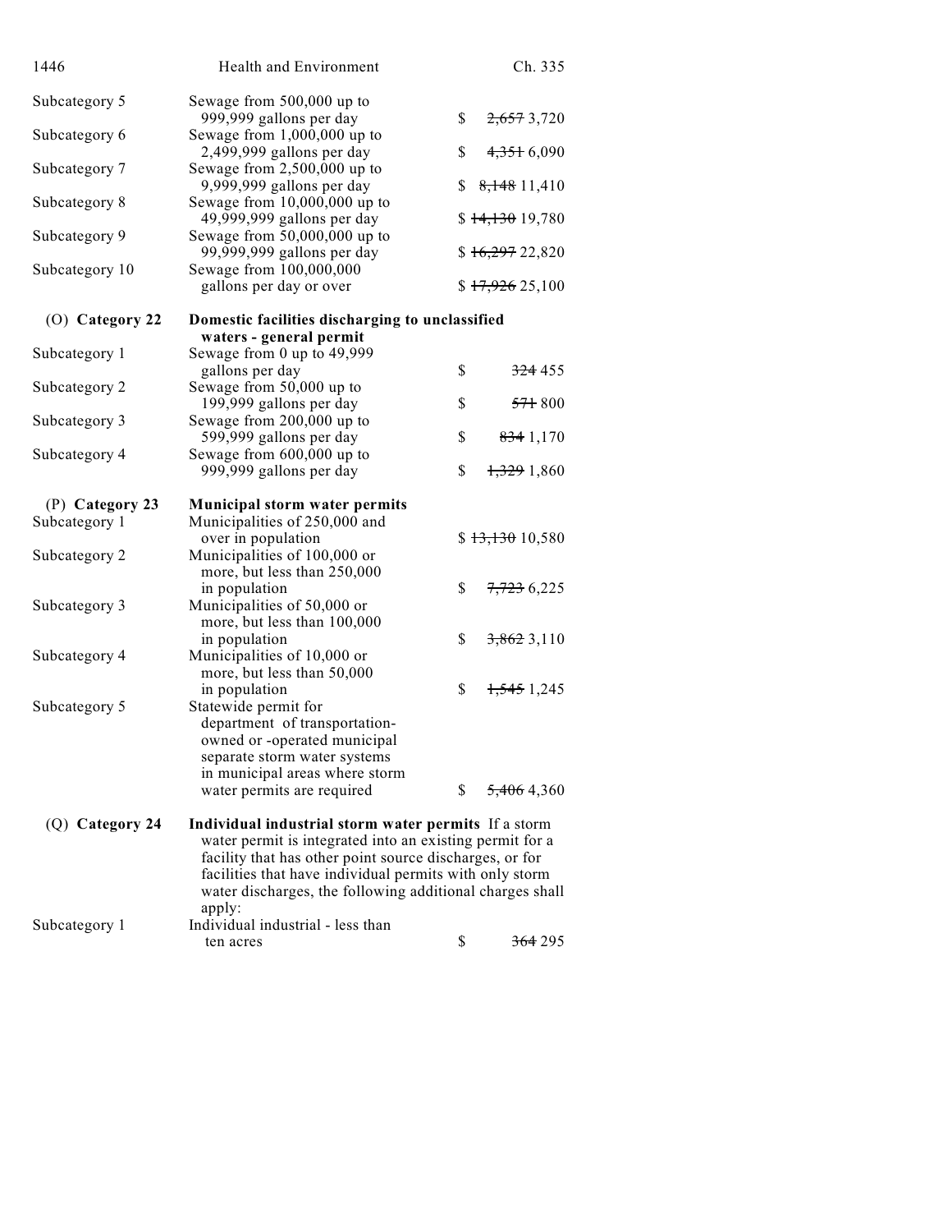| | | |
|---|---|---|
| Subcategory 5 | Sewage from 500,000 up to 999,999 gallons per day | $ ~~2,657~~ 3,720 |
| Subcategory 6 | Sewage from 1,000,000 up to 2,499,999 gallons per day | $ ~~4,351~~ 6,090 |
| Subcategory 7 | Sewage from 2,500,000 up to 9,999,999 gallons per day | $ ~~8,148~~ 11,410 |
| Subcategory 8 | Sewage from 10,000,000 up to 49,999,999 gallons per day | $ ~~14,130~~ 19,780 |
| Subcategory 9 | Sewage from 50,000,000 up to 99,999,999 gallons per day | $ ~~16,297~~ 22,820 |
| Subcategory 10 | Sewage from 100,000,000 gallons per day or over | $ ~~17,926~~ 25,100 |
| (O) **Category 22** | **Domestic facilities discharging to unclassified waters - general permit** | |
| Subcategory 1 | Sewage from 0 up to 49,999 gallons per day | $ ~~324~~ 455 |
| Subcategory 2 | Sewage from 50,000 up to 199,999 gallons per day | $ ~~571~~ 800 |
| Subcategory 3 | Sewage from 200,000 up to 599,999 gallons per day | $ ~~834~~ 1,170 |
| Subcategory 4 | Sewage from 600,000 up to 999,999 gallons per day | $ ~~1,329~~ 1,860 |
| (P) **Category 23** | **Municipal storm water permits** | |
| Subcategory 1 | Municipalities of 250,000 and over in population | $ ~~13,130~~ 10,580 |
| Subcategory 2 | Municipalities of 100,000 or more, but less than 250,000 in population | $ ~~7,723~~ 6,225 |
| Subcategory 3 | Municipalities of 50,000 or more, but less than 100,000 in population | $ ~~3,862~~ 3,110 |
| Subcategory 4 | Municipalities of 10,000 or more, but less than 50,000 in population | $ ~~1,545~~ 1,245 |
| Subcategory 5 | Statewide permit for department of transportation-owned or -operated municipal separate storm water systems in municipal areas where storm water permits are required | $ ~~5,406~~ 4,360 |
| (Q) **Category 24** | **Individual industrial storm water permits** If a storm water permit is integrated into an existing permit for a facility that has other point source discharges, or for facilities that have individual permits with only storm water discharges, the following additional charges shall apply: | |
| Subcategory 1 | Individual industrial - less than ten acres | $ ~~364~~ 295 |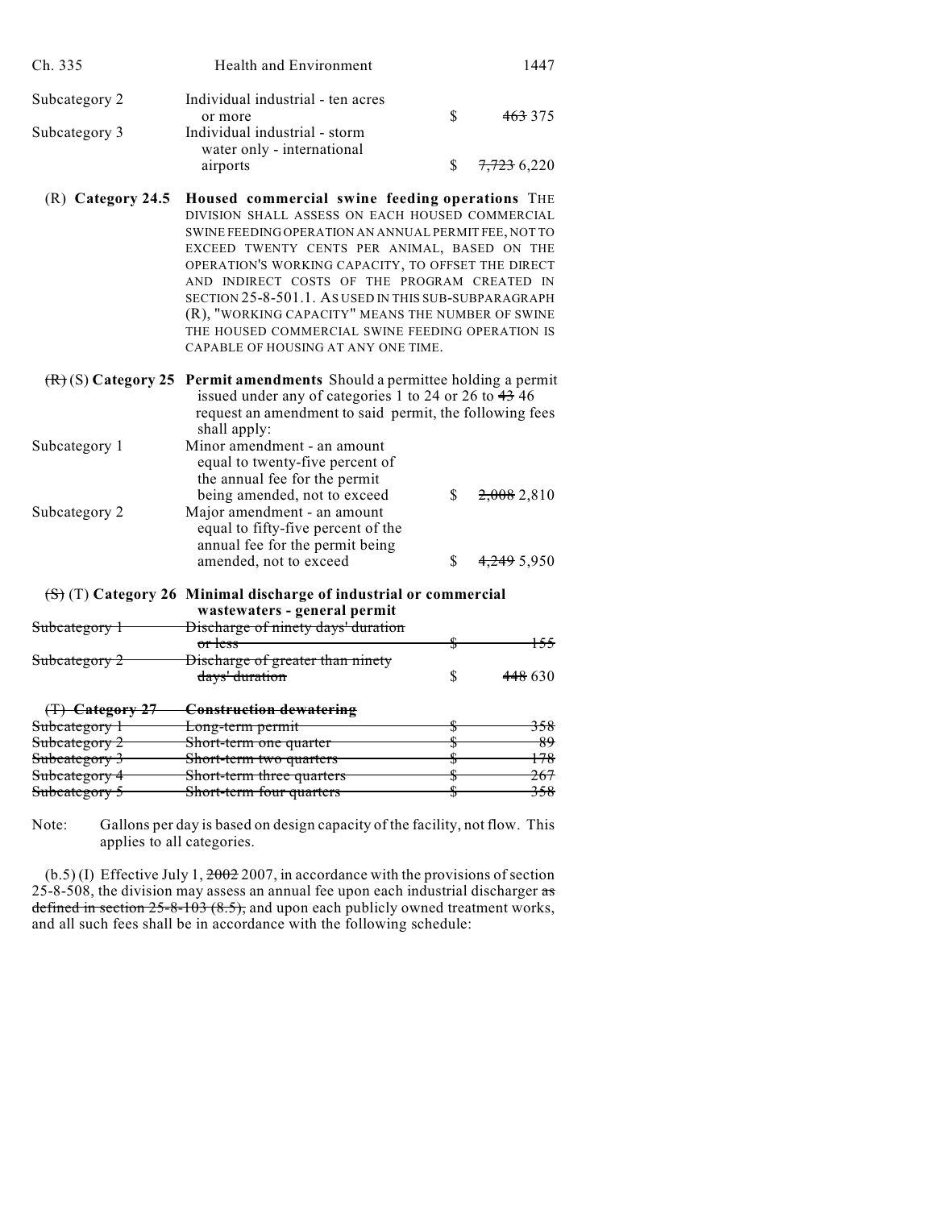| | | | |
|---|---|---|---|
| Subcategory 2 | Individual industrial - ten acres or more | $ | ~~463~~ 375 |
| Subcategory 3 | Individual industrial - storm water only - international airports | $ | ~~7,723~~ 6,220 |

(R) **Category 24.5** **Housed commercial swine feeding operations** THE DIVISION SHALL ASSESS ON EACH HOUSED COMMERCIAL SWINE FEEDING OPERATION AN ANNUAL PERMIT FEE, NOT TO EXCEED TWENTY CENTS PER ANIMAL, BASED ON THE OPERATION'S WORKING CAPACITY, TO OFFSET THE DIRECT AND INDIRECT COSTS OF THE PROGRAM CREATED IN SECTION 25-8-501.1. AS USED IN THIS SUB-SUBPARAGRAPH (R), "WORKING CAPACITY" MEANS THE NUMBER OF SWINE THE HOUSED COMMERCIAL SWINE FEEDING OPERATION IS CAPABLE OF HOUSING AT ANY ONE TIME.

~~(R)~~ (S) **Category 25** **Permit amendments** Should a permittee holding a permit issued under any of categories 1 to 24 or 26 to ~~43~~ 46 request an amendment to said permit, the following fees shall apply:

| | | | |
|---|---|---|---|
| Subcategory 1 | Minor amendment - an amount equal to twenty-five percent of the annual fee for the permit being amended, not to exceed | $ | ~~2,008~~ 2,810 |
| Subcategory 2 | Major amendment - an amount equal to fifty-five percent of the annual fee for the permit being amended, not to exceed | $ | ~~4,249~~ 5,950 |

~~(S)~~ (T) **Category 26** **Minimal discharge of industrial or commercial wastewaters - general permit**

| | | | |
|---|---|---|---|
| ~~Subcategory 1~~ | ~~Discharge of ninety days' duration or less~~ | ~~$~~ | ~~155~~ |
| ~~Subcategory 2~~ | ~~Discharge of greater than ninety days' duration~~ | $ | ~~448~~ 630 |

~~(T) **Category 27** **Construction dewatering**~~

| | | | |
|---|---|---|---|
| ~~Subcategory 1~~ | ~~Long-term permit~~ | ~~$~~ | ~~358~~ |
| ~~Subcategory 2~~ | ~~Short-term one quarter~~ | ~~$~~ | ~~89~~ |
| ~~Subcategory 3~~ | ~~Short-term two quarters~~ | ~~$~~ | ~~178~~ |
| ~~Subcategory 4~~ | ~~Short-term three quarters~~ | ~~$~~ | ~~267~~ |
| ~~Subcategory 5~~ | ~~Short-term four quarters~~ | ~~$~~ | ~~358~~ |

Note: Gallons per day is based on design capacity of the facility, not flow. This applies to all categories.

(b.5) (I) Effective July 1, ~~2002~~ 2007, in accordance with the provisions of section 25-8-508, the division may assess an annual fee upon each industrial discharger ~~as defined in section 25-8-103 (8.5),~~ and upon each publicly owned treatment works, and all such fees shall be in accordance with the following schedule: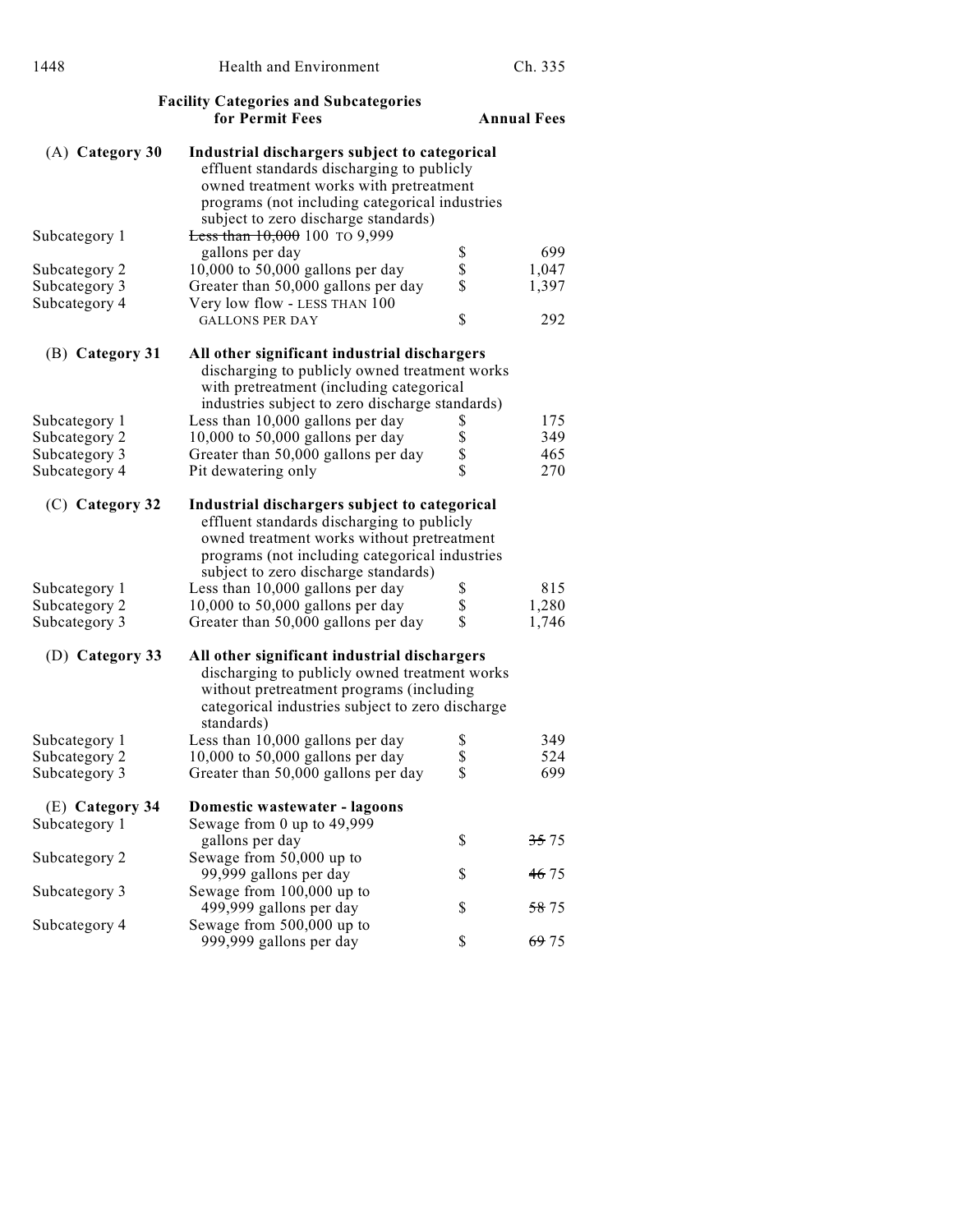| Facility Categories and Subcategories for Permit Fees | | | Annual Fees |
|---|---|---|---|
| (A) **Category 30** | **Industrial dischargers subject to categorical** effluent standards discharging to publicly owned treatment works with pretreatment programs (not including categorical industries subject to zero discharge standards) | | |
| Subcategory 1 | ~~Less than 10,000~~ 100 TO 9,999 gallons per day | $ | 699 |
| Subcategory 2 | 10,000 to 50,000 gallons per day | $ | 1,047 |
| Subcategory 3 | Greater than 50,000 gallons per day | $ | 1,397 |
| Subcategory 4 | Very low flow - LESS THAN 100 GALLONS PER DAY | $ | 292 |
| (B) **Category 31** | **All other significant industrial dischargers** discharging to publicly owned treatment works with pretreatment (including categorical industries subject to zero discharge standards) | | |
| Subcategory 1 | Less than 10,000 gallons per day | $ | 175 |
| Subcategory 2 | 10,000 to 50,000 gallons per day | $ | 349 |
| Subcategory 3 | Greater than 50,000 gallons per day | $ | 465 |
| Subcategory 4 | Pit dewatering only | $ | 270 |
| (C) **Category 32** | **Industrial dischargers subject to categorical** effluent standards discharging to publicly owned treatment works without pretreatment programs (not including categorical industries subject to zero discharge standards) | | |
| Subcategory 1 | Less than 10,000 gallons per day | $ | 815 |
| Subcategory 2 | 10,000 to 50,000 gallons per day | $ | 1,280 |
| Subcategory 3 | Greater than 50,000 gallons per day | $ | 1,746 |
| (D) **Category 33** | **All other significant industrial dischargers** discharging to publicly owned treatment works without pretreatment programs (including categorical industries subject to zero discharge standards) | | |
| Subcategory 1 | Less than 10,000 gallons per day | $ | 349 |
| Subcategory 2 | 10,000 to 50,000 gallons per day | $ | 524 |
| Subcategory 3 | Greater than 50,000 gallons per day | $ | 699 |
| (E) **Category 34** | **Domestic wastewater - lagoons** | | |
| Subcategory 1 | Sewage from 0 up to 49,999 gallons per day | $ | ~~35~~ 75 |
| Subcategory 2 | Sewage from 50,000 up to 99,999 gallons per day | $ | ~~46~~ 75 |
| Subcategory 3 | Sewage from 100,000 up to 499,999 gallons per day | $ | ~~58~~ 75 |
| Subcategory 4 | Sewage from 500,000 up to 999,999 gallons per day | $ | ~~69~~ 75 |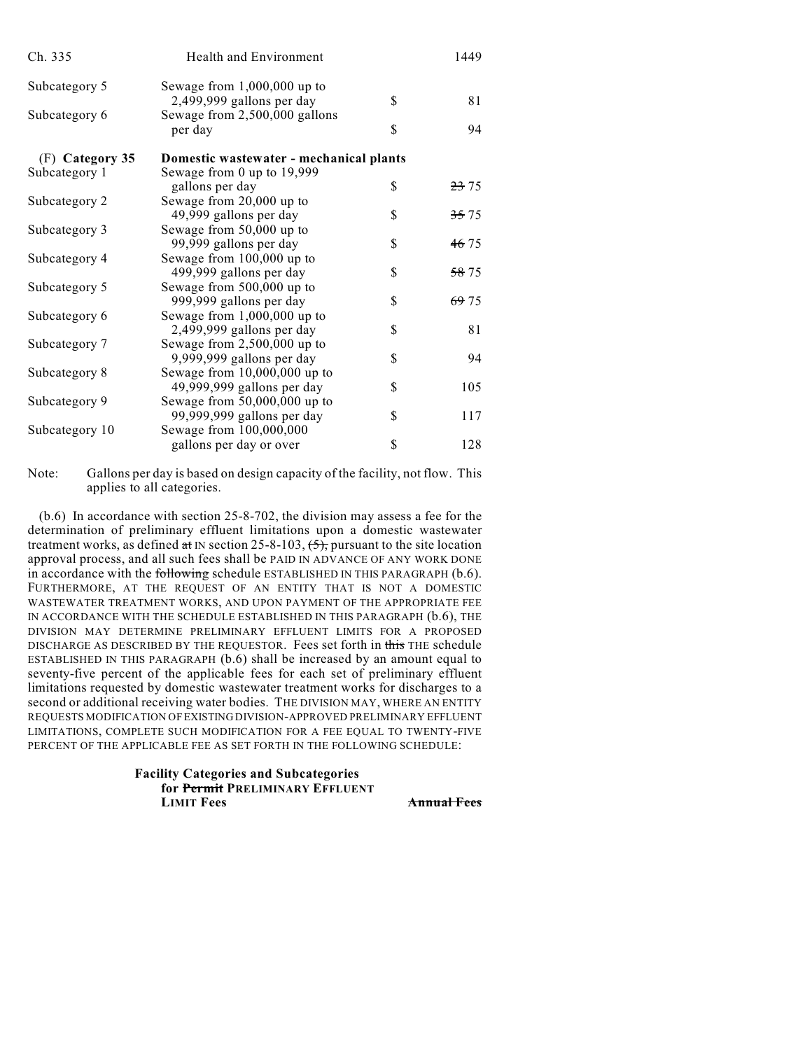| | | | |
|---|---|---|---|
| Subcategory 5 | Sewage from 1,000,000 up to 2,499,999 gallons per day | $ | 81 |
| Subcategory 6 | Sewage from 2,500,000 gallons per day | $ | 94 |
| (F) **Category 35** | **Domestic wastewater - mechanical plants** | | |
| Subcategory 1 | Sewage from 0 up to 19,999 gallons per day | $ | ~~23~~ 75 |
| Subcategory 2 | Sewage from 20,000 up to 49,999 gallons per day | $ | ~~35~~ 75 |
| Subcategory 3 | Sewage from 50,000 up to 99,999 gallons per day | $ | ~~46~~ 75 |
| Subcategory 4 | Sewage from 100,000 up to 499,999 gallons per day | $ | ~~58~~ 75 |
| Subcategory 5 | Sewage from 500,000 up to 999,999 gallons per day | $ | ~~69~~ 75 |
| Subcategory 6 | Sewage from 1,000,000 up to 2,499,999 gallons per day | $ | 81 |
| Subcategory 7 | Sewage from 2,500,000 up to 9,999,999 gallons per day | $ | 94 |
| Subcategory 8 | Sewage from 10,000,000 up to 49,999,999 gallons per day | $ | 105 |
| Subcategory 9 | Sewage from 50,000,000 up to 99,999,999 gallons per day | $ | 117 |
| Subcategory 10 | Sewage from 100,000,000 gallons per day or over | $ | 128 |

Note: Gallons per day is based on design capacity of the facility, not flow. This applies to all categories.

(b.6) In accordance with section 25-8-702, the division may assess a fee for the determination of preliminary effluent limitations upon a domestic wastewater treatment works, as defined ~~at~~ IN section 25-8-103, ~~(5),~~ pursuant to the site location approval process, and all such fees shall be PAID IN ADVANCE OF ANY WORK DONE in accordance with the ~~following~~ schedule ESTABLISHED IN THIS PARAGRAPH (b.6). FURTHERMORE, AT THE REQUEST OF AN ENTITY THAT IS NOT A DOMESTIC WASTEWATER TREATMENT WORKS, AND UPON PAYMENT OF THE APPROPRIATE FEE IN ACCORDANCE WITH THE SCHEDULE ESTABLISHED IN THIS PARAGRAPH (b.6), THE DIVISION MAY DETERMINE PRELIMINARY EFFLUENT LIMITS FOR A PROPOSED DISCHARGE AS DESCRIBED BY THE REQUESTOR. Fees set forth in ~~this~~ THE schedule ESTABLISHED IN THIS PARAGRAPH (b.6) shall be increased by an amount equal to seventy-five percent of the applicable fees for each set of preliminary effluent limitations requested by domestic wastewater treatment works for discharges to a second or additional receiving water bodies. THE DIVISION MAY, WHERE AN ENTITY REQUESTS MODIFICATION OF EXISTING DIVISION-APPROVED PRELIMINARY EFFLUENT LIMITATIONS, COMPLETE SUCH MODIFICATION FOR A FEE EQUAL TO TWENTY-FIVE PERCENT OF THE APPLICABLE FEE AS SET FORTH IN THE FOLLOWING SCHEDULE:

**Facility Categories and Subcategories for ~~Permit~~ PRELIMINARY EFFLUENT LIMIT Fees** ~~**Annual Fees**~~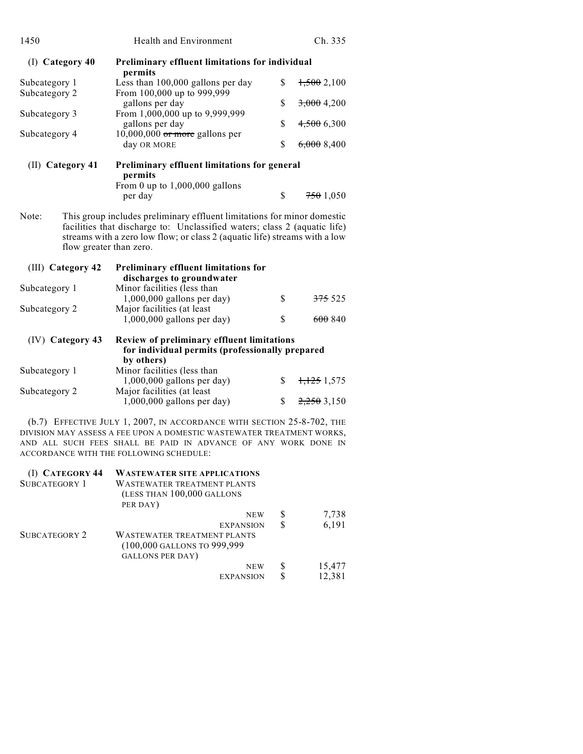| (I) **Category 40** | **Preliminary effluent limitations for individual permits** | | |
|---|---|---|---|
| Subcategory 1 | Less than 100,000 gallons per day | $ | ~~1,500~~ 2,100 |
| Subcategory 2 | From 100,000 up to 999,999 gallons per day | $ | ~~3,000~~ 4,200 |
| Subcategory 3 | From 1,000,000 up to 9,999,999 gallons per day | $ | ~~4,500~~ 6,300 |
| Subcategory 4 | 10,000,000 ~~or more~~ gallons per day OR MORE | $ | ~~6,000~~ 8,400 |

| (II) **Category 41** | **Preliminary effluent limitations for general permits** | | |
|---|---|---|---|
| | From 0 up to 1,000,000 gallons per day | $ | ~~750~~ 1,050 |

Note: This group includes preliminary effluent limitations for minor domestic facilities that discharge to: Unclassified waters; class 2 (aquatic life) streams with a zero low flow; or class 2 (aquatic life) streams with a low flow greater than zero.

| (III) **Category 42** | **Preliminary effluent limitations for discharges to groundwater** | | |
|---|---|---|---|
| Subcategory 1 | Minor facilities (less than 1,000,000 gallons per day) | $ | ~~375~~ 525 |
| Subcategory 2 | Major facilities (at least 1,000,000 gallons per day) | $ | ~~600~~ 840 |

| (IV) **Category 43** | **Review of preliminary effluent limitations for individual permits (professionally prepared by others)** | | |
|---|---|---|---|
| Subcategory 1 | Minor facilities (less than 1,000,000 gallons per day) | $ | ~~1,125~~ 1,575 |
| Subcategory 2 | Major facilities (at least 1,000,000 gallons per day) | $ | ~~2,250~~ 3,150 |

(b.7) EFFECTIVE JULY 1, 2007, IN ACCORDANCE WITH SECTION 25-8-702, THE DIVISION MAY ASSESS A FEE UPON A DOMESTIC WASTEWATER TREATMENT WORKS, AND ALL SUCH FEES SHALL BE PAID IN ADVANCE OF ANY WORK DONE IN ACCORDANCE WITH THE FOLLOWING SCHEDULE:

| (I) **CATEGORY 44** | **WASTEWATER SITE APPLICATIONS** | | | |
|---|---|---|---|---|
| SUBCATEGORY 1 | WASTEWATER TREATMENT PLANTS (LESS THAN 100,000 GALLONS PER DAY) | | | |
| | | NEW | $ | 7,738 |
| | | EXPANSION | $ | 6,191 |
| SUBCATEGORY 2 | WASTEWATER TREATMENT PLANTS (100,000 GALLONS TO 999,999 GALLONS PER DAY) | | | |
| | | NEW | $ | 15,477 |
| | | EXPANSION | $ | 12,381 |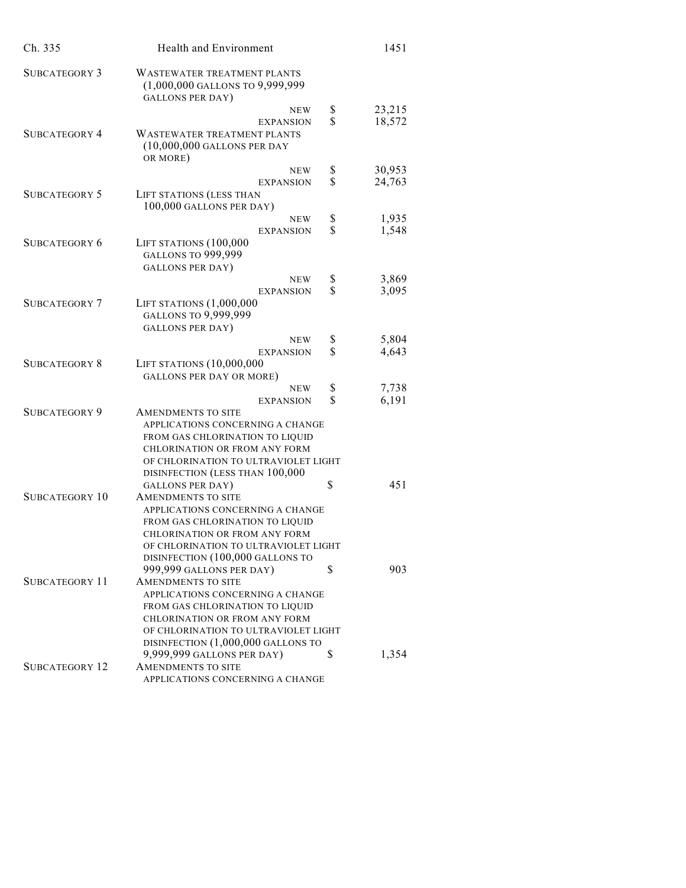| | | | |
|---|---|---|---|
| SUBCATEGORY 3 | WASTEWATER TREATMENT PLANTS (1,000,000 GALLONS TO 9,999,999 GALLONS PER DAY) | | |
| | NEW | $ | 23,215 |
| | EXPANSION | $ | 18,572 |
| SUBCATEGORY 4 | WASTEWATER TREATMENT PLANTS (10,000,000 GALLONS PER DAY OR MORE) | | |
| | NEW | $ | 30,953 |
| | EXPANSION | $ | 24,763 |
| SUBCATEGORY 5 | LIFT STATIONS (LESS THAN 100,000 GALLONS PER DAY) | | |
| | NEW | $ | 1,935 |
| | EXPANSION | $ | 1,548 |
| SUBCATEGORY 6 | LIFT STATIONS (100,000 GALLONS TO 999,999 GALLONS PER DAY) | | |
| | NEW | $ | 3,869 |
| | EXPANSION | $ | 3,095 |
| SUBCATEGORY 7 | LIFT STATIONS (1,000,000 GALLONS TO 9,999,999 GALLONS PER DAY) | | |
| | NEW | $ | 5,804 |
| | EXPANSION | $ | 4,643 |
| SUBCATEGORY 8 | LIFT STATIONS (10,000,000 GALLONS PER DAY OR MORE) | | |
| | NEW | $ | 7,738 |
| | EXPANSION | $ | 6,191 |
| SUBCATEGORY 9 | AMENDMENTS TO SITE APPLICATIONS CONCERNING A CHANGE FROM GAS CHLORINATION TO LIQUID CHLORINATION OR FROM ANY FORM OF CHLORINATION TO ULTRAVIOLET LIGHT DISINFECTION (LESS THAN 100,000 GALLONS PER DAY) | $ | 451 |
| SUBCATEGORY 10 | AMENDMENTS TO SITE APPLICATIONS CONCERNING A CHANGE FROM GAS CHLORINATION TO LIQUID CHLORINATION OR FROM ANY FORM OF CHLORINATION TO ULTRAVIOLET LIGHT DISINFECTION (100,000 GALLONS TO 999,999 GALLONS PER DAY) | $ | 903 |
| SUBCATEGORY 11 | AMENDMENTS TO SITE APPLICATIONS CONCERNING A CHANGE FROM GAS CHLORINATION TO LIQUID CHLORINATION OR FROM ANY FORM OF CHLORINATION TO ULTRAVIOLET LIGHT DISINFECTION (1,000,000 GALLONS TO 9,999,999 GALLONS PER DAY) | $ | 1,354 |
| SUBCATEGORY 12 | AMENDMENTS TO SITE APPLICATIONS CONCERNING A CHANGE | | |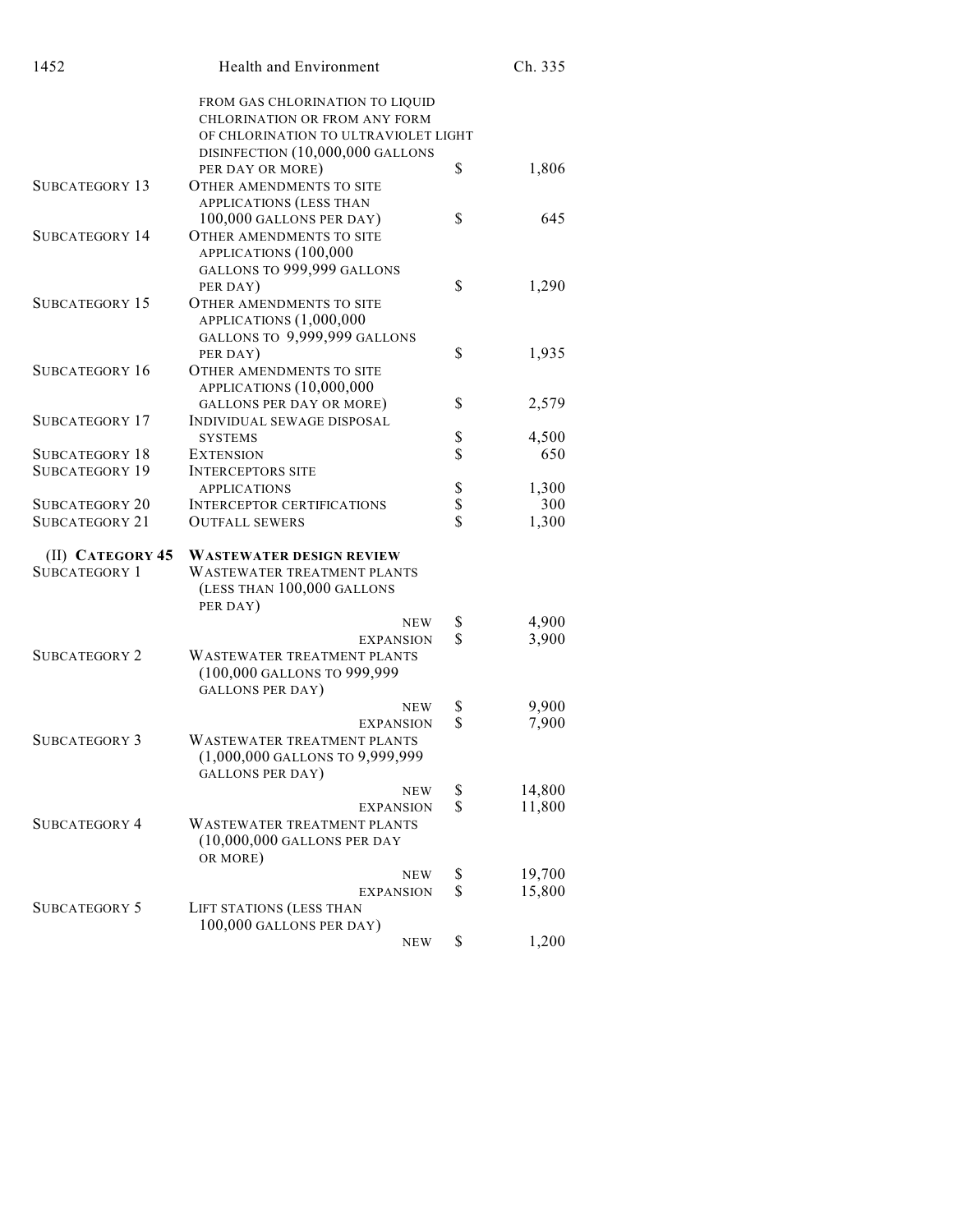| | | | |
|---|---|---|---|
| | FROM GAS CHLORINATION TO LIQUID CHLORINATION OR FROM ANY FORM OF CHLORINATION TO ULTRAVIOLET LIGHT DISINFECTION (10,000,000 GALLONS PER DAY OR MORE) | $ | 1,806 |
| SUBCATEGORY 13 | OTHER AMENDMENTS TO SITE APPLICATIONS (LESS THAN 100,000 GALLONS PER DAY) | $ | 645 |
| SUBCATEGORY 14 | OTHER AMENDMENTS TO SITE APPLICATIONS (100,000 GALLONS TO 999,999 GALLONS PER DAY) | $ | 1,290 |
| SUBCATEGORY 15 | OTHER AMENDMENTS TO SITE APPLICATIONS (1,000,000 GALLONS TO 9,999,999 GALLONS PER DAY) | $ | 1,935 |
| SUBCATEGORY 16 | OTHER AMENDMENTS TO SITE APPLICATIONS (10,000,000 GALLONS PER DAY OR MORE) | $ | 2,579 |
| SUBCATEGORY 17 | INDIVIDUAL SEWAGE DISPOSAL SYSTEMS | $ | 4,500 |
| SUBCATEGORY 18 | EXTENSION | $ | 650 |
| SUBCATEGORY 19 | INTERCEPTORS SITE APPLICATIONS | $ | 1,300 |
| SUBCATEGORY 20 | INTERCEPTOR CERTIFICATIONS | $ | 300 |
| SUBCATEGORY 21 | OUTFALL SEWERS | $ | 1,300 |
| (II) **CATEGORY 45** | **WASTEWATER DESIGN REVIEW** | | |
| SUBCATEGORY 1 | WASTEWATER TREATMENT PLANTS (LESS THAN 100,000 GALLONS PER DAY) | | |
| | NEW | $ | 4,900 |
| | EXPANSION | $ | 3,900 |
| SUBCATEGORY 2 | WASTEWATER TREATMENT PLANTS (100,000 GALLONS TO 999,999 GALLONS PER DAY) | | |
| | NEW | $ | 9,900 |
| | EXPANSION | $ | 7,900 |
| SUBCATEGORY 3 | WASTEWATER TREATMENT PLANTS (1,000,000 GALLONS TO 9,999,999 GALLONS PER DAY) | | |
| | NEW | $ | 14,800 |
| | EXPANSION | $ | 11,800 |
| SUBCATEGORY 4 | WASTEWATER TREATMENT PLANTS (10,000,000 GALLONS PER DAY OR MORE) | | |
| | NEW | $ | 19,700 |
| | EXPANSION | $ | 15,800 |
| SUBCATEGORY 5 | LIFT STATIONS (LESS THAN 100,000 GALLONS PER DAY) | | |
| | NEW | $ | 1,200 |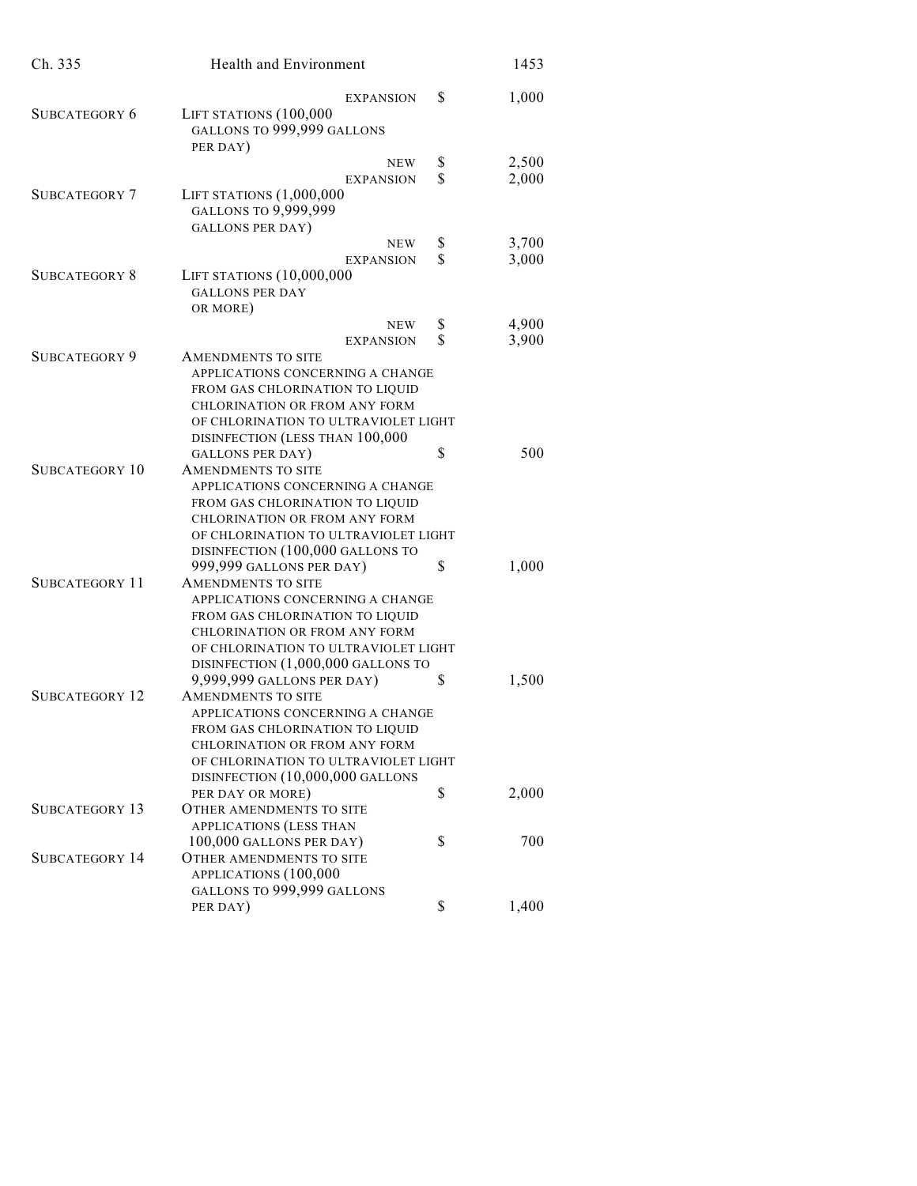| | | | |
|---|---|---|---|
| | EXPANSION | $ | 1,000 |
| SUBCATEGORY 6 | LIFT STATIONS (100,000 GALLONS TO 999,999 GALLONS PER DAY) | | |
| | NEW | $ | 2,500 |
| | EXPANSION | $ | 2,000 |
| SUBCATEGORY 7 | LIFT STATIONS (1,000,000 GALLONS TO 9,999,999 GALLONS PER DAY) | | |
| | NEW | $ | 3,700 |
| | EXPANSION | $ | 3,000 |
| SUBCATEGORY 8 | LIFT STATIONS (10,000,000 GALLONS PER DAY OR MORE) | | |
| | NEW | $ | 4,900 |
| | EXPANSION | $ | 3,900 |
| SUBCATEGORY 9 | AMENDMENTS TO SITE APPLICATIONS CONCERNING A CHANGE FROM GAS CHLORINATION TO LIQUID CHLORINATION OR FROM ANY FORM OF CHLORINATION TO ULTRAVIOLET LIGHT DISINFECTION (LESS THAN 100,000 GALLONS PER DAY) | $ | 500 |
| SUBCATEGORY 10 | AMENDMENTS TO SITE APPLICATIONS CONCERNING A CHANGE FROM GAS CHLORINATION TO LIQUID CHLORINATION OR FROM ANY FORM OF CHLORINATION TO ULTRAVIOLET LIGHT DISINFECTION (100,000 GALLONS TO 999,999 GALLONS PER DAY) | $ | 1,000 |
| SUBCATEGORY 11 | AMENDMENTS TO SITE APPLICATIONS CONCERNING A CHANGE FROM GAS CHLORINATION TO LIQUID CHLORINATION OR FROM ANY FORM OF CHLORINATION TO ULTRAVIOLET LIGHT DISINFECTION (1,000,000 GALLONS TO 9,999,999 GALLONS PER DAY) | $ | 1,500 |
| SUBCATEGORY 12 | AMENDMENTS TO SITE APPLICATIONS CONCERNING A CHANGE FROM GAS CHLORINATION TO LIQUID CHLORINATION OR FROM ANY FORM OF CHLORINATION TO ULTRAVIOLET LIGHT DISINFECTION (10,000,000 GALLONS PER DAY OR MORE) | $ | 2,000 |
| SUBCATEGORY 13 | OTHER AMENDMENTS TO SITE APPLICATIONS (LESS THAN 100,000 GALLONS PER DAY) | $ | 700 |
| SUBCATEGORY 14 | OTHER AMENDMENTS TO SITE APPLICATIONS (100,000 GALLONS TO 999,999 GALLONS PER DAY) | $ | 1,400 |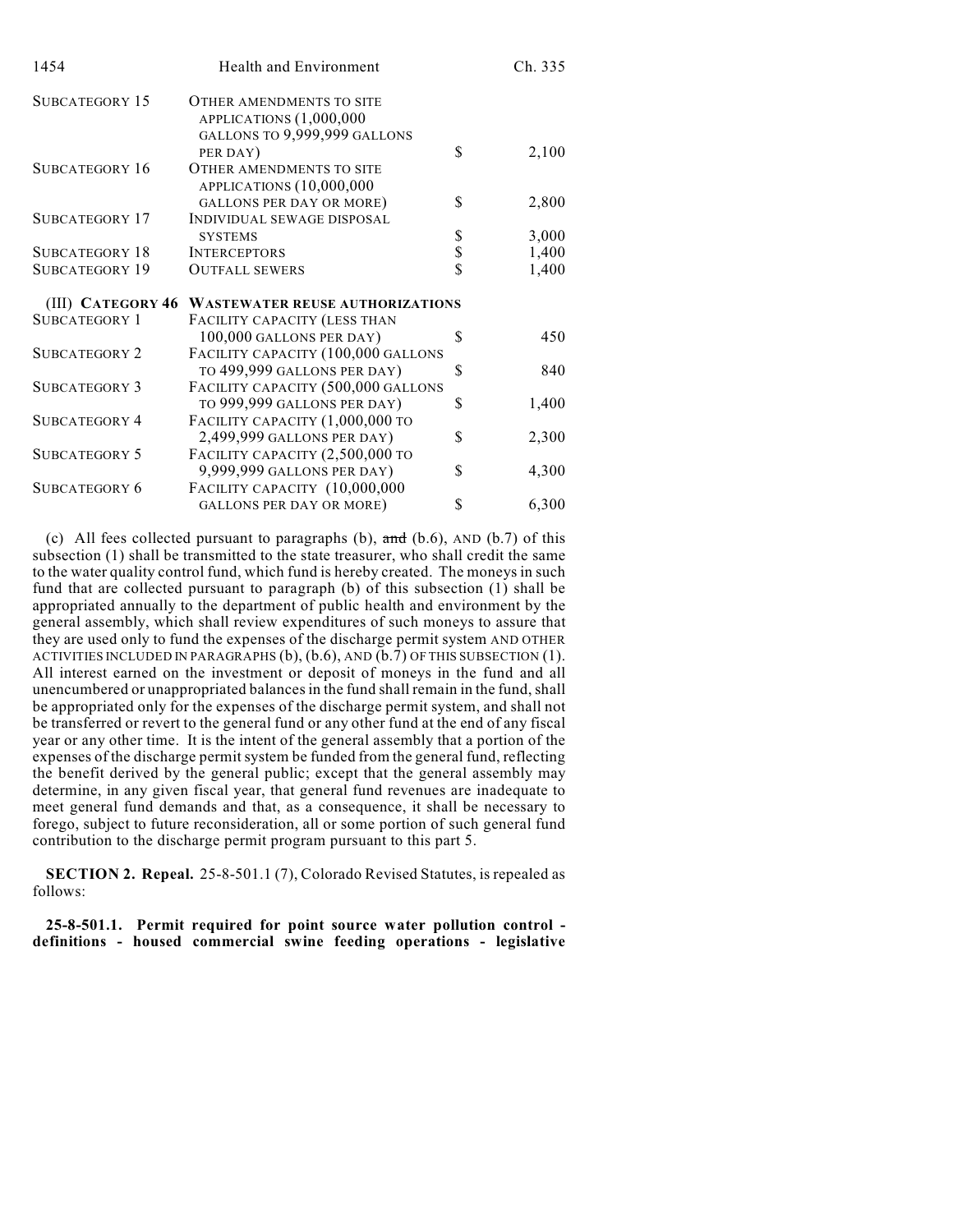| | | | |
|---|---|---|---|
| SUBCATEGORY 15 | OTHER AMENDMENTS TO SITE APPLICATIONS (1,000,000 GALLONS TO 9,999,999 GALLONS PER DAY) | $ | 2,100 |
| SUBCATEGORY 16 | OTHER AMENDMENTS TO SITE APPLICATIONS (10,000,000 GALLONS PER DAY OR MORE) | $ | 2,800 |
| SUBCATEGORY 17 | INDIVIDUAL SEWAGE DISPOSAL SYSTEMS | $ | 3,000 |
| SUBCATEGORY 18 | INTERCEPTORS | $ | 1,400 |
| SUBCATEGORY 19 | OUTFALL SEWERS | $ | 1,400 |
| (III) **CATEGORY 46** | **WASTEWATER REUSE AUTHORIZATIONS** | | |
| SUBCATEGORY 1 | FACILITY CAPACITY (LESS THAN 100,000 GALLONS PER DAY) | $ | 450 |
| SUBCATEGORY 2 | FACILITY CAPACITY (100,000 GALLONS TO 499,999 GALLONS PER DAY) | $ | 840 |
| SUBCATEGORY 3 | FACILITY CAPACITY (500,000 GALLONS TO 999,999 GALLONS PER DAY) | $ | 1,400 |
| SUBCATEGORY 4 | FACILITY CAPACITY (1,000,000 TO 2,499,999 GALLONS PER DAY) | $ | 2,300 |
| SUBCATEGORY 5 | FACILITY CAPACITY (2,500,000 TO 9,999,999 GALLONS PER DAY) | $ | 4,300 |
| SUBCATEGORY 6 | FACILITY CAPACITY (10,000,000 GALLONS PER DAY OR MORE) | $ | 6,300 |

(c) All fees collected pursuant to paragraphs (b), ~~and~~ (b.6), AND (b.7) of this subsection (1) shall be transmitted to the state treasurer, who shall credit the same to the water quality control fund, which fund is hereby created. The moneys in such fund that are collected pursuant to paragraph (b) of this subsection (1) shall be appropriated annually to the department of public health and environment by the general assembly, which shall review expenditures of such moneys to assure that they are used only to fund the expenses of the discharge permit system AND OTHER ACTIVITIES INCLUDED IN PARAGRAPHS (b), (b.6), AND (b.7) OF THIS SUBSECTION (1). All interest earned on the investment or deposit of moneys in the fund and all unencumbered or unappropriated balances in the fund shall remain in the fund, shall be appropriated only for the expenses of the discharge permit system, and shall not be transferred or revert to the general fund or any other fund at the end of any fiscal year or any other time. It is the intent of the general assembly that a portion of the expenses of the discharge permit system be funded from the general fund, reflecting the benefit derived by the general public; except that the general assembly may determine, in any given fiscal year, that general fund revenues are inadequate to meet general fund demands and that, as a consequence, it shall be necessary to forego, subject to future reconsideration, all or some portion of such general fund contribution to the discharge permit program pursuant to this part 5.

**SECTION 2. Repeal.** 25-8-501.1 (7), Colorado Revised Statutes, is repealed as follows:

**25-8-501.1. Permit required for point source water pollution control - definitions - housed commercial swine feeding operations - legislative**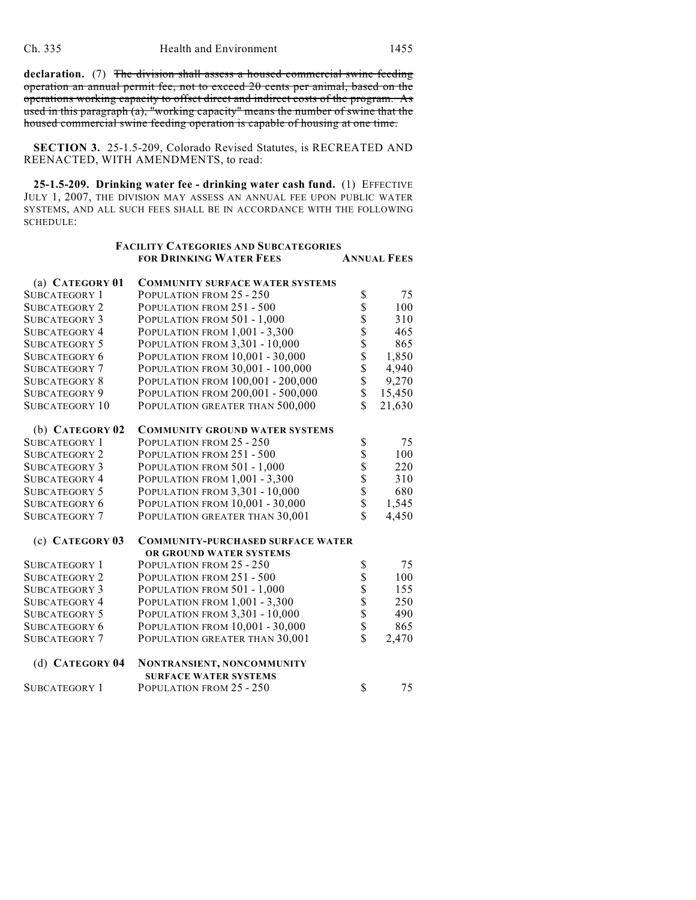**declaration.** (7) ~~The division shall assess a housed commercial swine feeding operation an annual permit fee, not to exceed 20 cents per animal, based on the operations working capacity to offset direct and indirect costs of the program. As used in this paragraph (a), "working capacity" means the number of swine that the housed commercial swine feeding operation is capable of housing at one time.~~

**SECTION 3.** 25-1.5-209, Colorado Revised Statutes, is RECREATED AND REENACTED, WITH AMENDMENTS, to read:

**25-1.5-209. Drinking water fee - drinking water cash fund.** (1) EFFECTIVE JULY 1, 2007, THE DIVISION MAY ASSESS AN ANNUAL FEE UPON PUBLIC WATER SYSTEMS, AND ALL SUCH FEES SHALL BE IN ACCORDANCE WITH THE FOLLOWING SCHEDULE:

| | **FACILITY CATEGORIES AND SUBCATEGORIES FOR DRINKING WATER FEES** | **ANNUAL FEES** |
|---|---|---|
| (a) **CATEGORY 01** | **COMMUNITY SURFACE WATER SYSTEMS** | |
| SUBCATEGORY 1 | POPULATION FROM 25 - 250 | $ 75 |
| SUBCATEGORY 2 | POPULATION FROM 251 - 500 | $ 100 |
| SUBCATEGORY 3 | POPULATION FROM 501 - 1,000 | $ 310 |
| SUBCATEGORY 4 | POPULATION FROM 1,001 - 3,300 | $ 465 |
| SUBCATEGORY 5 | POPULATION FROM 3,301 - 10,000 | $ 865 |
| SUBCATEGORY 6 | POPULATION FROM 10,001 - 30,000 | $ 1,850 |
| SUBCATEGORY 7 | POPULATION FROM 30,001 - 100,000 | $ 4,940 |
| SUBCATEGORY 8 | POPULATION FROM 100,001 - 200,000 | $ 9,270 |
| SUBCATEGORY 9 | POPULATION FROM 200,001 - 500,000 | $ 15,450 |
| SUBCATEGORY 10 | POPULATION GREATER THAN 500,000 | $ 21,630 |
| (b) **CATEGORY 02** | **COMMUNITY GROUND WATER SYSTEMS** | |
| SUBCATEGORY 1 | POPULATION FROM 25 - 250 | $ 75 |
| SUBCATEGORY 2 | POPULATION FROM 251 - 500 | $ 100 |
| SUBCATEGORY 3 | POPULATION FROM 501 - 1,000 | $ 220 |
| SUBCATEGORY 4 | POPULATION FROM 1,001 - 3,300 | $ 310 |
| SUBCATEGORY 5 | POPULATION FROM 3,301 - 10,000 | $ 680 |
| SUBCATEGORY 6 | POPULATION FROM 10,001 - 30,000 | $ 1,545 |
| SUBCATEGORY 7 | POPULATION GREATER THAN 30,001 | $ 4,450 |
| (c) **CATEGORY 03** | **COMMUNITY-PURCHASED SURFACE WATER OR GROUND WATER SYSTEMS** | |
| SUBCATEGORY 1 | POPULATION FROM 25 - 250 | $ 75 |
| SUBCATEGORY 2 | POPULATION FROM 251 - 500 | $ 100 |
| SUBCATEGORY 3 | POPULATION FROM 501 - 1,000 | $ 155 |
| SUBCATEGORY 4 | POPULATION FROM 1,001 - 3,300 | $ 250 |
| SUBCATEGORY 5 | POPULATION FROM 3,301 - 10,000 | $ 490 |
| SUBCATEGORY 6 | POPULATION FROM 10,001 - 30,000 | $ 865 |
| SUBCATEGORY 7 | POPULATION GREATER THAN 30,001 | $ 2,470 |
| (d) **CATEGORY 04** | **NONTRANSIENT, NONCOMMUNITY SURFACE WATER SYSTEMS** | |
| SUBCATEGORY 1 | POPULATION FROM 25 - 250 | $ 75 |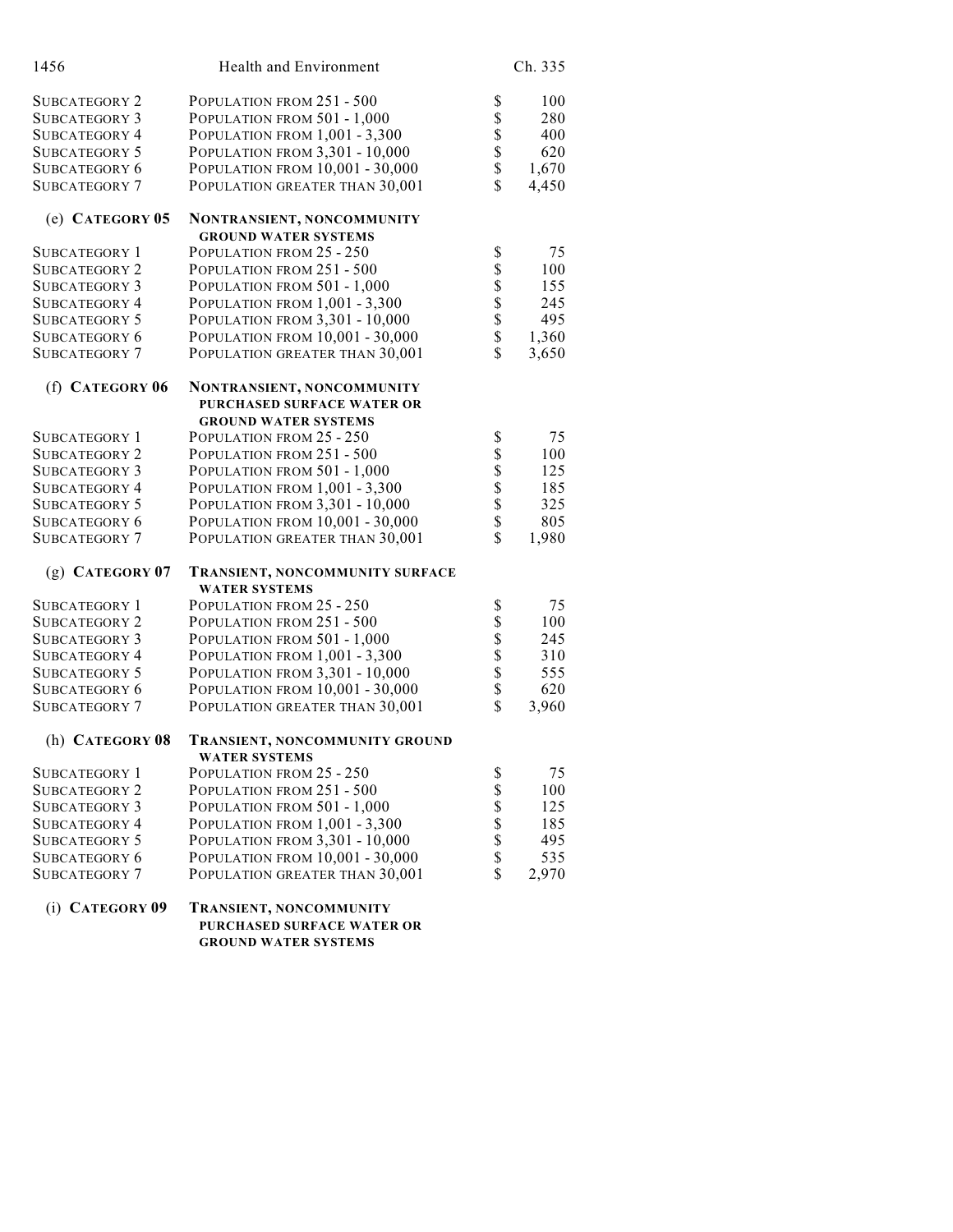| | | |
|---|---|---|
| SUBCATEGORY 2 | POPULATION FROM 251 - 500 | $ 100 |
| SUBCATEGORY 3 | POPULATION FROM 501 - 1,000 | $ 280 |
| SUBCATEGORY 4 | POPULATION FROM 1,001 - 3,300 | $ 400 |
| SUBCATEGORY 5 | POPULATION FROM 3,301 - 10,000 | $ 620 |
| SUBCATEGORY 6 | POPULATION FROM 10,001 - 30,000 | $ 1,670 |
| SUBCATEGORY 7 | POPULATION GREATER THAN 30,001 | $ 4,450 |

(e) **CATEGORY 05** **NONTRANSIENT, NONCOMMUNITY GROUND WATER SYSTEMS**

| | | |
|---|---|---|
| SUBCATEGORY 1 | POPULATION FROM 25 - 250 | $ 75 |
| SUBCATEGORY 2 | POPULATION FROM 251 - 500 | $ 100 |
| SUBCATEGORY 3 | POPULATION FROM 501 - 1,000 | $ 155 |
| SUBCATEGORY 4 | POPULATION FROM 1,001 - 3,300 | $ 245 |
| SUBCATEGORY 5 | POPULATION FROM 3,301 - 10,000 | $ 495 |
| SUBCATEGORY 6 | POPULATION FROM 10,001 - 30,000 | $ 1,360 |
| SUBCATEGORY 7 | POPULATION GREATER THAN 30,001 | $ 3,650 |

(f) **CATEGORY 06** **NONTRANSIENT, NONCOMMUNITY PURCHASED SURFACE WATER OR GROUND WATER SYSTEMS**

| | | |
|---|---|---|
| SUBCATEGORY 1 | POPULATION FROM 25 - 250 | $ 75 |
| SUBCATEGORY 2 | POPULATION FROM 251 - 500 | $ 100 |
| SUBCATEGORY 3 | POPULATION FROM 501 - 1,000 | $ 125 |
| SUBCATEGORY 4 | POPULATION FROM 1,001 - 3,300 | $ 185 |
| SUBCATEGORY 5 | POPULATION FROM 3,301 - 10,000 | $ 325 |
| SUBCATEGORY 6 | POPULATION FROM 10,001 - 30,000 | $ 805 |
| SUBCATEGORY 7 | POPULATION GREATER THAN 30,001 | $ 1,980 |

(g) **CATEGORY 07** **TRANSIENT, NONCOMMUNITY SURFACE WATER SYSTEMS**

| | | |
|---|---|---|
| SUBCATEGORY 1 | POPULATION FROM 25 - 250 | $ 75 |
| SUBCATEGORY 2 | POPULATION FROM 251 - 500 | $ 100 |
| SUBCATEGORY 3 | POPULATION FROM 501 - 1,000 | $ 245 |
| SUBCATEGORY 4 | POPULATION FROM 1,001 - 3,300 | $ 310 |
| SUBCATEGORY 5 | POPULATION FROM 3,301 - 10,000 | $ 555 |
| SUBCATEGORY 6 | POPULATION FROM 10,001 - 30,000 | $ 620 |
| SUBCATEGORY 7 | POPULATION GREATER THAN 30,001 | $ 3,960 |

(h) **CATEGORY 08** **TRANSIENT, NONCOMMUNITY GROUND WATER SYSTEMS**

| | | |
|---|---|---|
| SUBCATEGORY 1 | POPULATION FROM 25 - 250 | $ 75 |
| SUBCATEGORY 2 | POPULATION FROM 251 - 500 | $ 100 |
| SUBCATEGORY 3 | POPULATION FROM 501 - 1,000 | $ 125 |
| SUBCATEGORY 4 | POPULATION FROM 1,001 - 3,300 | $ 185 |
| SUBCATEGORY 5 | POPULATION FROM 3,301 - 10,000 | $ 495 |
| SUBCATEGORY 6 | POPULATION FROM 10,001 - 30,000 | $ 535 |
| SUBCATEGORY 7 | POPULATION GREATER THAN 30,001 | $ 2,970 |

(i) **CATEGORY 09** **TRANSIENT, NONCOMMUNITY PURCHASED SURFACE WATER OR GROUND WATER SYSTEMS**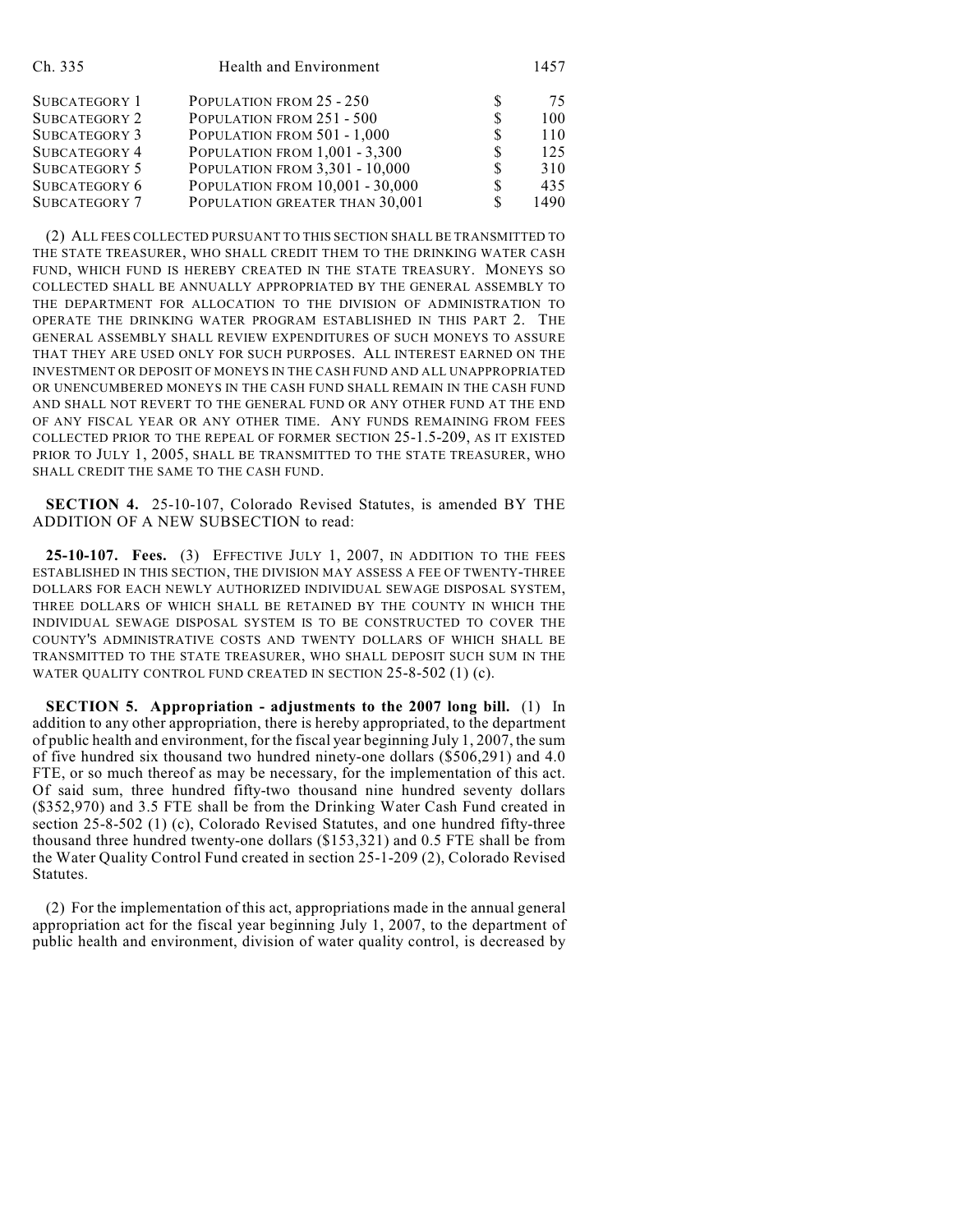| | | | |
|---|---|---|---|
| SUBCATEGORY 1 | POPULATION FROM 25 - 250 | $ | 75 |
| SUBCATEGORY 2 | POPULATION FROM 251 - 500 | $ | 100 |
| SUBCATEGORY 3 | POPULATION FROM 501 - 1,000 | $ | 110 |
| SUBCATEGORY 4 | POPULATION FROM 1,001 - 3,300 | $ | 125 |
| SUBCATEGORY 5 | POPULATION FROM 3,301 - 10,000 | $ | 310 |
| SUBCATEGORY 6 | POPULATION FROM 10,001 - 30,000 | $ | 435 |
| SUBCATEGORY 7 | POPULATION GREATER THAN 30,001 | $ | 1490 |

(2) ALL FEES COLLECTED PURSUANT TO THIS SECTION SHALL BE TRANSMITTED TO THE STATE TREASURER, WHO SHALL CREDIT THEM TO THE DRINKING WATER CASH FUND, WHICH FUND IS HEREBY CREATED IN THE STATE TREASURY. MONEYS SO COLLECTED SHALL BE ANNUALLY APPROPRIATED BY THE GENERAL ASSEMBLY TO THE DEPARTMENT FOR ALLOCATION TO THE DIVISION OF ADMINISTRATION TO OPERATE THE DRINKING WATER PROGRAM ESTABLISHED IN THIS PART 2. THE GENERAL ASSEMBLY SHALL REVIEW EXPENDITURES OF SUCH MONEYS TO ASSURE THAT THEY ARE USED ONLY FOR SUCH PURPOSES. ALL INTEREST EARNED ON THE INVESTMENT OR DEPOSIT OF MONEYS IN THE CASH FUND AND ALL UNAPPROPRIATED OR UNENCUMBERED MONEYS IN THE CASH FUND SHALL REMAIN IN THE CASH FUND AND SHALL NOT REVERT TO THE GENERAL FUND OR ANY OTHER FUND AT THE END OF ANY FISCAL YEAR OR ANY OTHER TIME. ANY FUNDS REMAINING FROM FEES COLLECTED PRIOR TO THE REPEAL OF FORMER SECTION 25-1.5-209, AS IT EXISTED PRIOR TO JULY 1, 2005, SHALL BE TRANSMITTED TO THE STATE TREASURER, WHO SHALL CREDIT THE SAME TO THE CASH FUND.

**SECTION 4.** 25-10-107, Colorado Revised Statutes, is amended BY THE ADDITION OF A NEW SUBSECTION to read:

**25-10-107. Fees.** (3) EFFECTIVE JULY 1, 2007, IN ADDITION TO THE FEES ESTABLISHED IN THIS SECTION, THE DIVISION MAY ASSESS A FEE OF TWENTY-THREE DOLLARS FOR EACH NEWLY AUTHORIZED INDIVIDUAL SEWAGE DISPOSAL SYSTEM, THREE DOLLARS OF WHICH SHALL BE RETAINED BY THE COUNTY IN WHICH THE INDIVIDUAL SEWAGE DISPOSAL SYSTEM IS TO BE CONSTRUCTED TO COVER THE COUNTY'S ADMINISTRATIVE COSTS AND TWENTY DOLLARS OF WHICH SHALL BE TRANSMITTED TO THE STATE TREASURER, WHO SHALL DEPOSIT SUCH SUM IN THE WATER QUALITY CONTROL FUND CREATED IN SECTION 25-8-502 (1) (c).

**SECTION 5. Appropriation - adjustments to the 2007 long bill.** (1) In addition to any other appropriation, there is hereby appropriated, to the department of public health and environment, for the fiscal year beginning July 1, 2007, the sum of five hundred six thousand two hundred ninety-one dollars ($506,291) and 4.0 FTE, or so much thereof as may be necessary, for the implementation of this act. Of said sum, three hundred fifty-two thousand nine hundred seventy dollars ($352,970) and 3.5 FTE shall be from the Drinking Water Cash Fund created in section 25-8-502 (1) (c), Colorado Revised Statutes, and one hundred fifty-three thousand three hundred twenty-one dollars ($153,321) and 0.5 FTE shall be from the Water Quality Control Fund created in section 25-1-209 (2), Colorado Revised Statutes.

(2) For the implementation of this act, appropriations made in the annual general appropriation act for the fiscal year beginning July 1, 2007, to the department of public health and environment, division of water quality control, is decreased by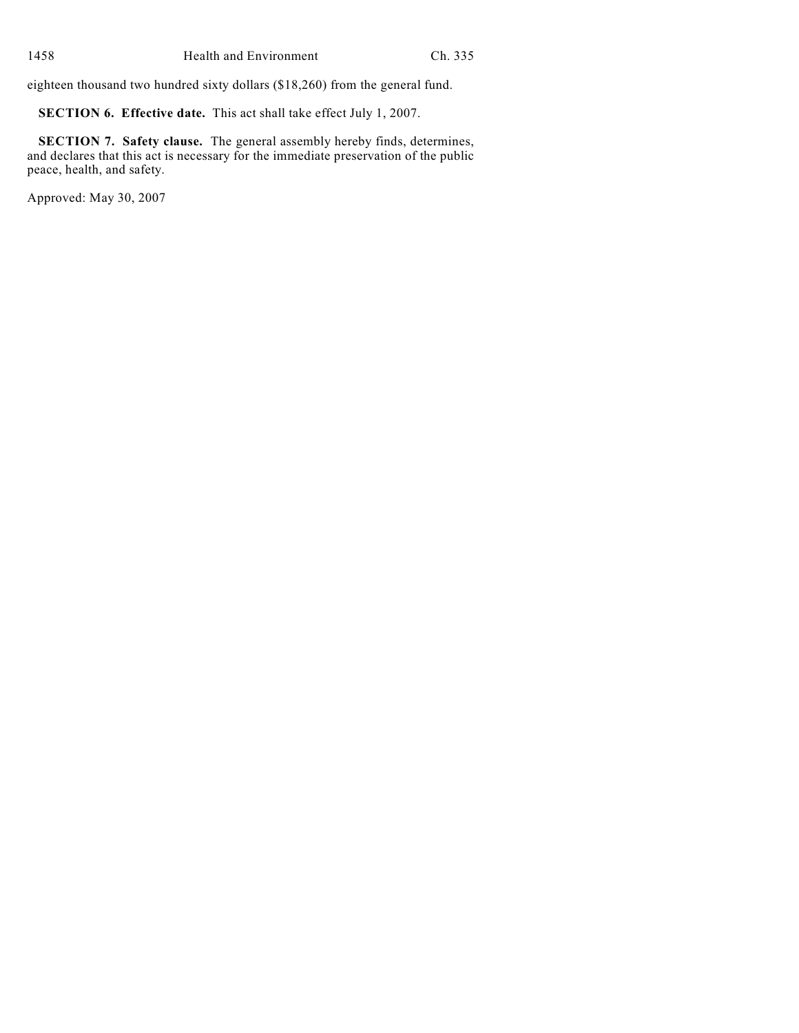eighteen thousand two hundred sixty dollars ($18,260) from the general fund.

**SECTION 6. Effective date.** This act shall take effect July 1, 2007.

**SECTION 7. Safety clause.** The general assembly hereby finds, determines, and declares that this act is necessary for the immediate preservation of the public peace, health, and safety.

Approved: May 30, 2007